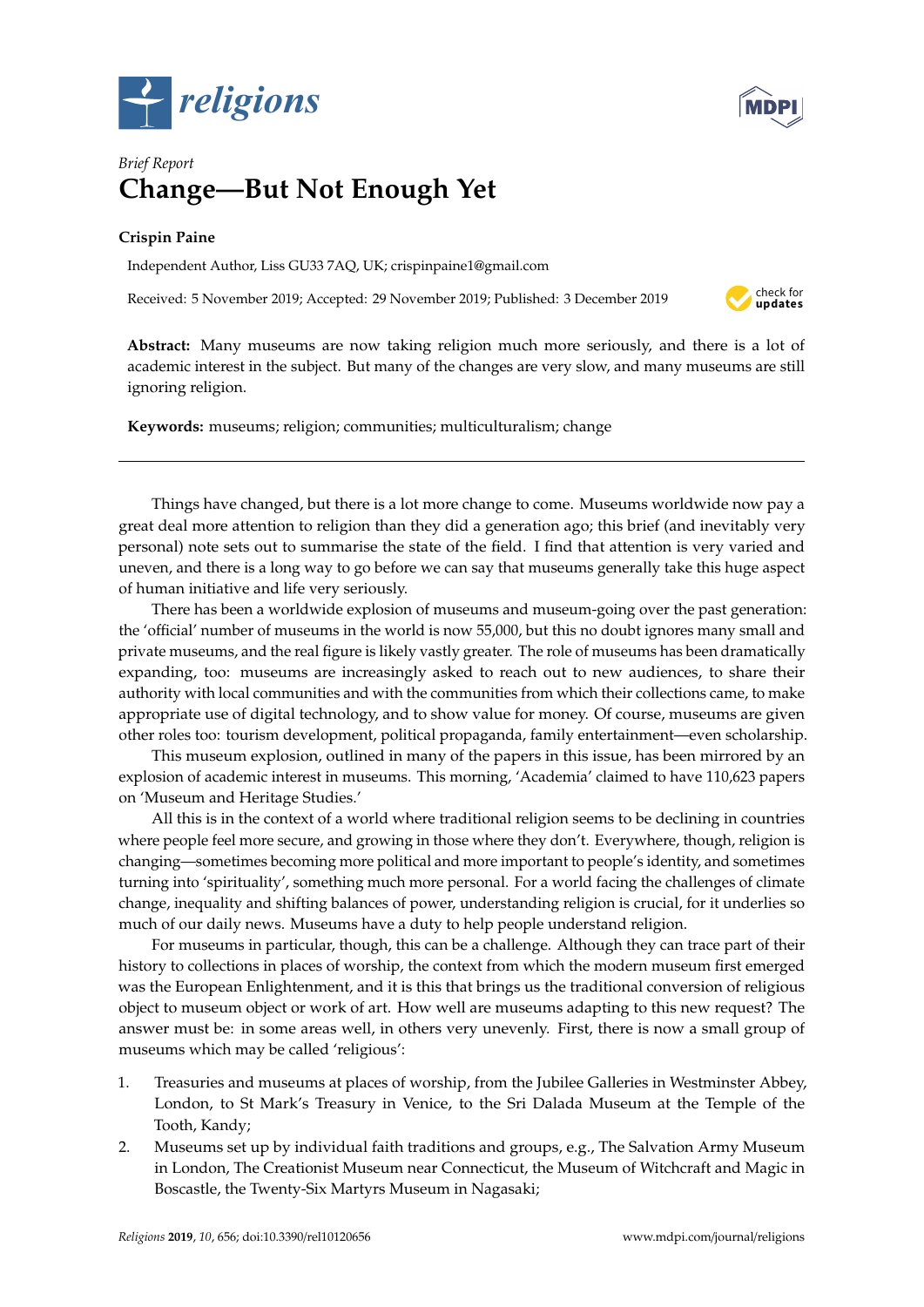*Brief Report*

# Change—But Not Enough Yet

**Crispin Paine**

Independent Author, Liss GU33 7AQ, UK; crispinpaine1@gmail.com

Received: 5 November 2019; Accepted: 29 November 2019; Published: 3 December 2019

**Abstract:** Many museums are now taking religion much more seriously, and there is a lot of academic interest in the subject. But many of the changes are very slow, and many museums are still ignoring religion.

**Keywords:** museums; religion; communities; multiculturalism; change

---

Things have changed, but there is a lot more change to come. Museums worldwide now pay a great deal more attention to religion than they did a generation ago; this brief (and inevitably very personal) note sets out to summarise the state of the field. I find that attention is very varied and uneven, and there is a long way to go before we can say that museums generally take this huge aspect of human initiative and life very seriously.

There has been a worldwide explosion of museums and museum-going over the past generation: the 'official' number of museums in the world is now 55,000, but this no doubt ignores many small and private museums, and the real figure is likely vastly greater. The role of museums has been dramatically expanding, too: museums are increasingly asked to reach out to new audiences, to share their authority with local communities and with the communities from which their collections came, to make appropriate use of digital technology, and to show value for money. Of course, museums are given other roles too: tourism development, political propaganda, family entertainment—even scholarship.

This museum explosion, outlined in many of the papers in this issue, has been mirrored by an explosion of academic interest in museums. This morning, 'Academia' claimed to have 110,623 papers on 'Museum and Heritage Studies.'

All this is in the context of a world where traditional religion seems to be declining in countries where people feel more secure, and growing in those where they don't. Everywhere, though, religion is changing—sometimes becoming more political and more important to people's identity, and sometimes turning into 'spirituality', something much more personal. For a world facing the challenges of climate change, inequality and shifting balances of power, understanding religion is crucial, for it underlies so much of our daily news. Museums have a duty to help people understand religion.

For museums in particular, though, this can be a challenge. Although they can trace part of their history to collections in places of worship, the context from which the modern museum first emerged was the European Enlightenment, and it is this that brings us the traditional conversion of religious object to museum object or work of art. How well are museums adapting to this new request? The answer must be: in some areas well, in others very unevenly. First, there is now a small group of museums which may be called 'religious':

1. Treasuries and museums at places of worship, from the Jubilee Galleries in Westminster Abbey, London, to St Mark's Treasury in Venice, to the Sri Dalada Museum at the Temple of the Tooth, Kandy;
2. Museums set up by individual faith traditions and groups, e.g., The Salvation Army Museum in London, The Creationist Museum near Connecticut, the Museum of Witchcraft and Magic in Boscastle, the Twenty-Six Martyrs Museum in Nagasaki;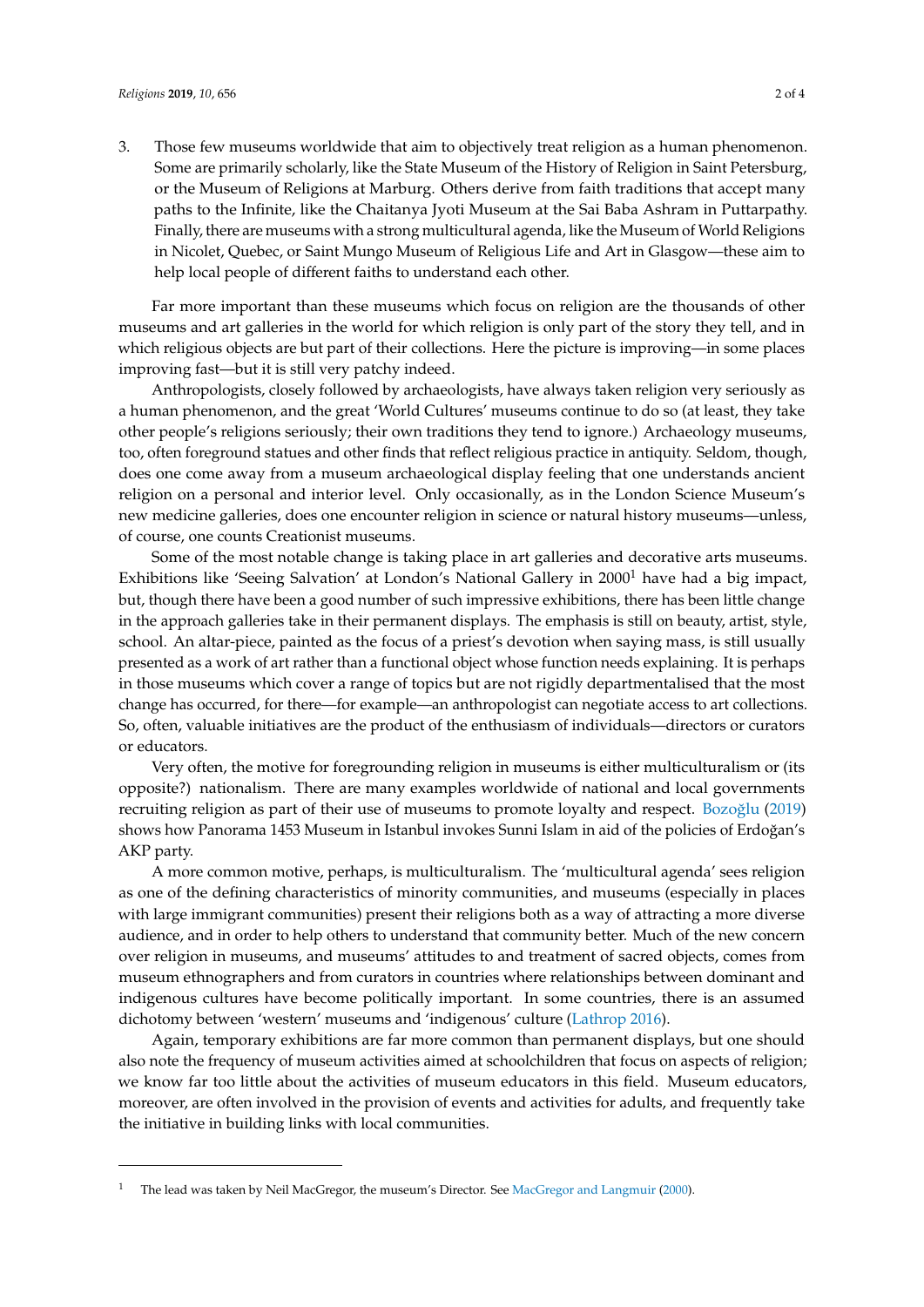3. Those few museums worldwide that aim to objectively treat religion as a human phenomenon. Some are primarily scholarly, like the State Museum of the History of Religion in Saint Petersburg, or the Museum of Religions at Marburg. Others derive from faith traditions that accept many paths to the Infinite, like the Chaitanya Jyoti Museum at the Sai Baba Ashram in Puttarpathy. Finally, there are museums with a strong multicultural agenda, like the Museum of World Religions in Nicolet, Quebec, or Saint Mungo Museum of Religious Life and Art in Glasgow—these aim to help local people of different faiths to understand each other.

Far more important than these museums which focus on religion are the thousands of other museums and art galleries in the world for which religion is only part of the story they tell, and in which religious objects are but part of their collections. Here the picture is improving—in some places improving fast—but it is still very patchy indeed.

Anthropologists, closely followed by archaeologists, have always taken religion very seriously as a human phenomenon, and the great 'World Cultures' museums continue to do so (at least, they take other people's religions seriously; their own traditions they tend to ignore.) Archaeology museums, too, often foreground statues and other finds that reflect religious practice in antiquity. Seldom, though, does one come away from a museum archaeological display feeling that one understands ancient religion on a personal and interior level. Only occasionally, as in the London Science Museum's new medicine galleries, does one encounter religion in science or natural history museums—unless, of course, one counts Creationist museums.

Some of the most notable change is taking place in art galleries and decorative arts museums. Exhibitions like 'Seeing Salvation' at London's National Gallery in 2000[1] have had a big impact, but, though there have been a good number of such impressive exhibitions, there has been little change in the approach galleries take in their permanent displays. The emphasis is still on beauty, artist, style, school. An altar-piece, painted as the focus of a priest's devotion when saying mass, is still usually presented as a work of art rather than a functional object whose function needs explaining. It is perhaps in those museums which cover a range of topics but are not rigidly departmentalised that the most change has occurred, for there—for example—an anthropologist can negotiate access to art collections. So, often, valuable initiatives are the product of the enthusiasm of individuals—directors or curators or educators.

Very often, the motive for foregrounding religion in museums is either multiculturalism or (its opposite?) nationalism. There are many examples worldwide of national and local governments recruiting religion as part of their use of museums to promote loyalty and respect. Bozoğlu (2019) shows how Panorama 1453 Museum in Istanbul invokes Sunni Islam in aid of the policies of Erdoğan's AKP party.

A more common motive, perhaps, is multiculturalism. The 'multicultural agenda' sees religion as one of the defining characteristics of minority communities, and museums (especially in places with large immigrant communities) present their religions both as a way of attracting a more diverse audience, and in order to help others to understand that community better. Much of the new concern over religion in museums, and museums' attitudes to and treatment of sacred objects, comes from museum ethnographers and from curators in countries where relationships between dominant and indigenous cultures have become politically important. In some countries, there is an assumed dichotomy between 'western' museums and 'indigenous' culture (Lathrop 2016).

Again, temporary exhibitions are far more common than permanent displays, but one should also note the frequency of museum activities aimed at schoolchildren that focus on aspects of religion; we know far too little about the activities of museum educators in this field. Museum educators, moreover, are often involved in the provision of events and activities for adults, and frequently take the initiative in building links with local communities.

---

[1] The lead was taken by Neil MacGregor, the museum's Director. See MacGregor and Langmuir (2000).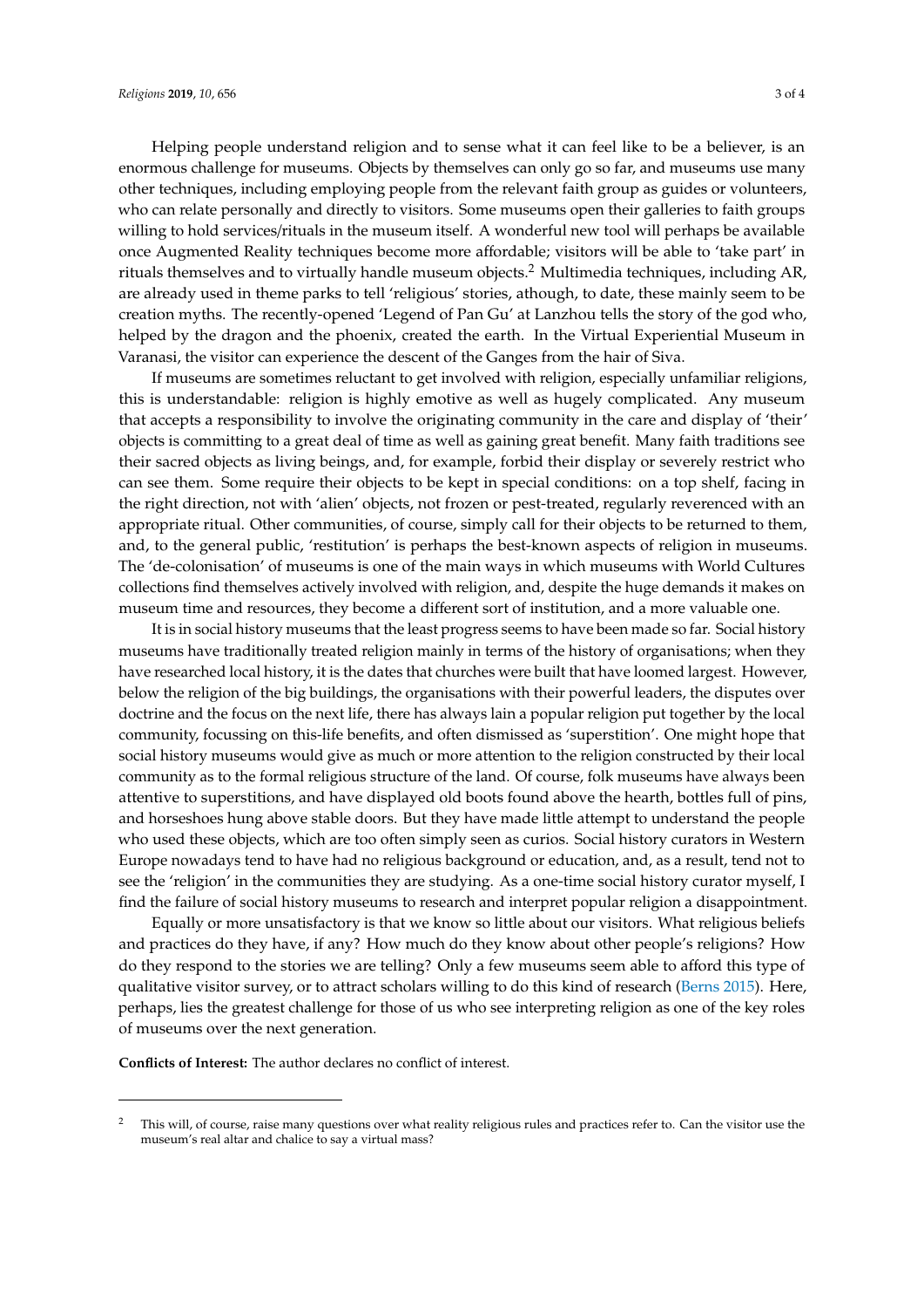Helping people understand religion and to sense what it can feel like to be a believer, is an enormous challenge for museums. Objects by themselves can only go so far, and museums use many other techniques, including employing people from the relevant faith group as guides or volunteers, who can relate personally and directly to visitors. Some museums open their galleries to faith groups willing to hold services/rituals in the museum itself. A wonderful new tool will perhaps be available once Augmented Reality techniques become more affordable; visitors will be able to 'take part' in rituals themselves and to virtually handle museum objects.[2] Multimedia techniques, including AR, are already used in theme parks to tell 'religious' stories, athough, to date, these mainly seem to be creation myths. The recently-opened 'Legend of Pan Gu' at Lanzhou tells the story of the god who, helped by the dragon and the phoenix, created the earth. In the Virtual Experiential Museum in Varanasi, the visitor can experience the descent of the Ganges from the hair of Siva.

If museums are sometimes reluctant to get involved with religion, especially unfamiliar religions, this is understandable: religion is highly emotive as well as hugely complicated. Any museum that accepts a responsibility to involve the originating community in the care and display of 'their' objects is committing to a great deal of time as well as gaining great benefit. Many faith traditions see their sacred objects as living beings, and, for example, forbid their display or severely restrict who can see them. Some require their objects to be kept in special conditions: on a top shelf, facing in the right direction, not with 'alien' objects, not frozen or pest-treated, regularly reverenced with an appropriate ritual. Other communities, of course, simply call for their objects to be returned to them, and, to the general public, 'restitution' is perhaps the best-known aspects of religion in museums. The 'de-colonisation' of museums is one of the main ways in which museums with World Cultures collections find themselves actively involved with religion, and, despite the huge demands it makes on museum time and resources, they become a different sort of institution, and a more valuable one.

It is in social history museums that the least progress seems to have been made so far. Social history museums have traditionally treated religion mainly in terms of the history of organisations; when they have researched local history, it is the dates that churches were built that have loomed largest. However, below the religion of the big buildings, the organisations with their powerful leaders, the disputes over doctrine and the focus on the next life, there has always lain a popular religion put together by the local community, focussing on this-life benefits, and often dismissed as 'superstition'. One might hope that social history museums would give as much or more attention to the religion constructed by their local community as to the formal religious structure of the land. Of course, folk museums have always been attentive to superstitions, and have displayed old boots found above the hearth, bottles full of pins, and horseshoes hung above stable doors. But they have made little attempt to understand the people who used these objects, which are too often simply seen as curios. Social history curators in Western Europe nowadays tend to have had no religious background or education, and, as a result, tend not to see the 'religion' in the communities they are studying. As a one-time social history curator myself, I find the failure of social history museums to research and interpret popular religion a disappointment.

Equally or more unsatisfactory is that we know so little about our visitors. What religious beliefs and practices do they have, if any? How much do they know about other people's religions? How do they respond to the stories we are telling? Only a few museums seem able to afford this type of qualitative visitor survey, or to attract scholars willing to do this kind of research (Berns 2015). Here, perhaps, lies the greatest challenge for those of us who see interpreting religion as one of the key roles of museums over the next generation.

**Conflicts of Interest:** The author declares no conflict of interest.

---

[2] This will, of course, raise many questions over what reality religious rules and practices refer to. Can the visitor use the museum's real altar and chalice to say a virtual mass?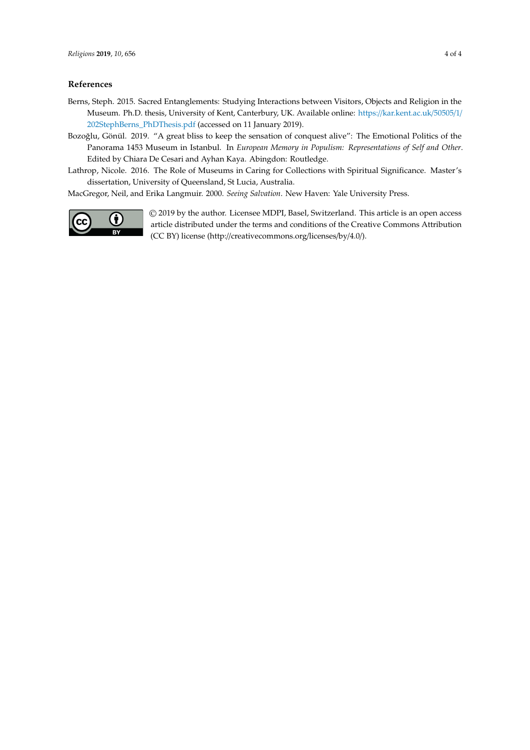## References

Berns, Steph. 2015. Sacred Entanglements: Studying Interactions between Visitors, Objects and Religion in the Museum. Ph.D. thesis, University of Kent, Canterbury, UK. Available online: https://kar.kent.ac.uk/50505/1/202StephBerns_PhDThesis.pdf (accessed on 11 January 2019).

Bozoğlu, Gönül. 2019. "A great bliss to keep the sensation of conquest alive": The Emotional Politics of the Panorama 1453 Museum in Istanbul. In *European Memory in Populism: Representations of Self and Other*. Edited by Chiara De Cesari and Ayhan Kaya. Abingdon: Routledge.

Lathrop, Nicole. 2016. The Role of Museums in Caring for Collections with Spiritual Significance. Master's dissertation, University of Queensland, St Lucia, Australia.

MacGregor, Neil, and Erika Langmuir. 2000. *Seeing Salvation*. New Haven: Yale University Press.

© 2019 by the author. Licensee MDPI, Basel, Switzerland. This article is an open access article distributed under the terms and conditions of the Creative Commons Attribution (CC BY) license (http://creativecommons.org/licenses/by/4.0/).